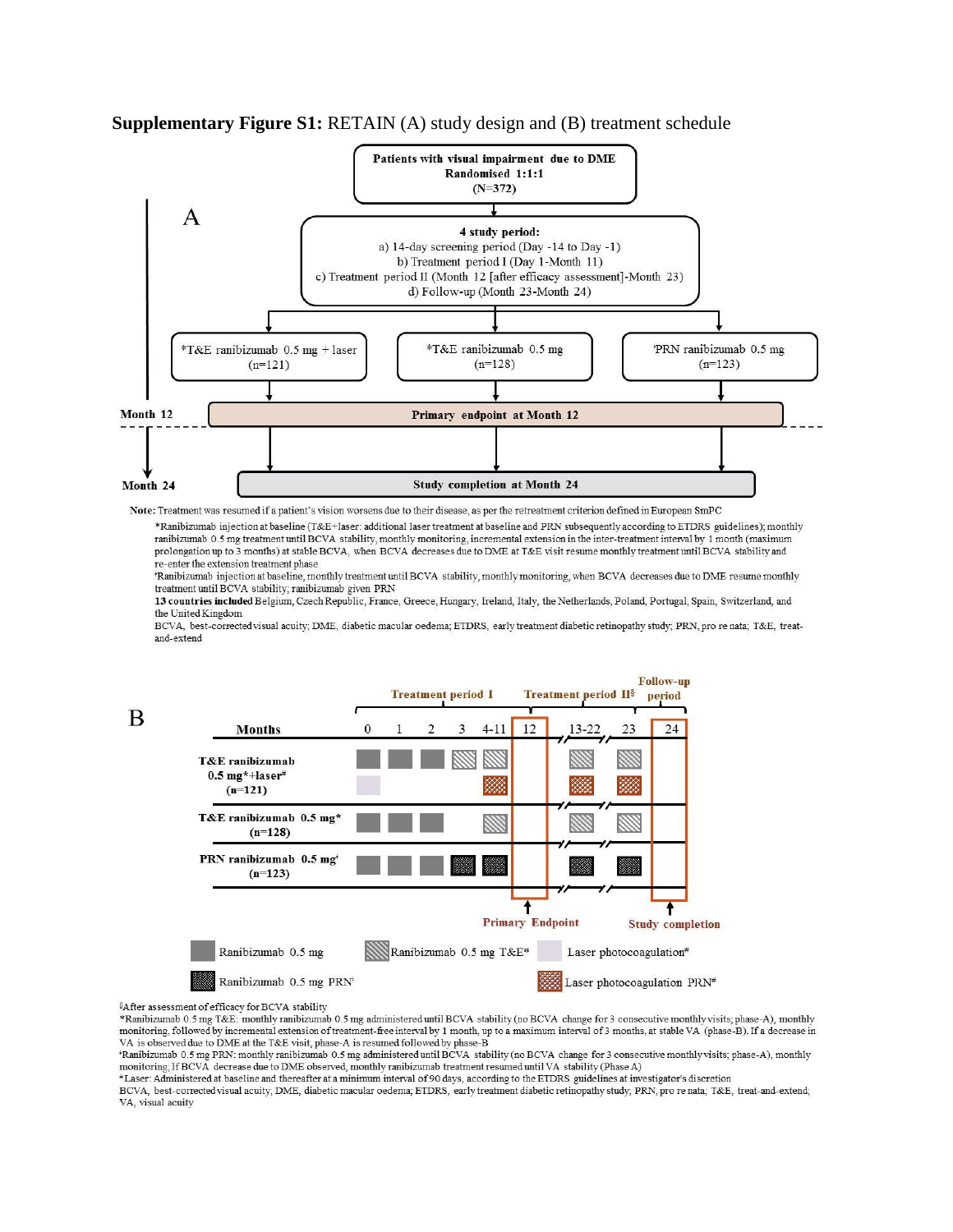**Supplementary Figure S1:** RETAIN (A) study design and (B) treatment schedule

A

Patients with visual impairment due to DME
Randomised 1:1:1
(N=372)

4 study period:
a) 14-day screening period (Day -14 to Day -1)
b) Treatment period I (Day 1-Month 11)
c) Treatment period II (Month 12 [after efficacy assessment]-Month 23)
d) Follow-up (Month 23-Month 24)

*T&E ranibizumab 0.5 mg + laser (n=121)

*T&E ranibizumab 0.5 mg (n=128)

ᵗPRN ranibizumab 0.5 mg (n=123)

Month 12 — Primary endpoint at Month 12

Month 24 — Study completion at Month 24

**Note:** Treatment was resumed if a patient's vision worsens due to their disease, as per the retreatment criterion defined in European SmPC

*Ranibizumab injection at baseline (T&E+laser: additional laser treatment at baseline and PRN subsequently according to ETDRS guidelines); monthly ranibizumab 0.5 mg treatment until BCVA stability, monthly monitoring, incremental extension in the inter-treatment interval by 1 month (maximum prolongation up to 3 months) at stable BCVA, when BCVA decreases due to DME at T&E visit resume monthly treatment until BCVA stability and re-enter the extension treatment phase

ᵗRanibizumab injection at baseline, monthly treatment until BCVA stability, monthly monitoring, when BCVA decreases due to DME resume monthly treatment until BCVA stability; ranibizumab given PRN

**13 countries included** Belgium, Czech Republic, France, Greece, Hungary, Ireland, Italy, the Netherlands, Poland, Portugal, Spain, Switzerland, and the United Kingdom

BCVA, best-corrected visual acuity; DME, diabetic macular oedema; ETDRS, early treatment diabetic retinopathy study; PRN, pro re nata; T&E, treat-and-extend

B

| Months | 0 | 1 | 2 | 3 | 4-11 | 12 | 13-22 | 23 | 24 |
|---|---|---|---|---|---|---|---|---|---|
| | Treatment period I | | | | | Treatment period II§ | | | Follow-up period |
| T&E ranibizumab 0.5 mg*+laser# (n=121) | Ranibizumab 0.5 mg; Laser photocoagulation# | Ranibizumab 0.5 mg | Ranibizumab 0.5 mg | Ranibizumab 0.5 mg T&E* | Ranibizumab 0.5 mg T&E*; Laser photocoagulation PRN# | | Ranibizumab 0.5 mg T&E*; Laser photocoagulation PRN# | Ranibizumab 0.5 mg T&E*; Laser photocoagulation PRN# | |
| T&E ranibizumab 0.5 mg* (n=128) | Ranibizumab 0.5 mg | Ranibizumab 0.5 mg | Ranibizumab 0.5 mg | | Ranibizumab 0.5 mg T&E* | | Ranibizumab 0.5 mg T&E* | Ranibizumab 0.5 mg T&E* | |
| PRN ranibizumab 0.5 mgᵗ (n=123) | Ranibizumab 0.5 mg | Ranibizumab 0.5 mg | Ranibizumab 0.5 mg | Ranibizumab 0.5 mg PRNᵗ | Ranibizumab 0.5 mg PRNᵗ | | Ranibizumab 0.5 mg PRNᵗ | Ranibizumab 0.5 mg PRNᵗ | |
| | | | | | | Primary Endpoint | | | Study completion |

Legend: Ranibizumab 0.5 mg; Ranibizumab 0.5 mg T&E*; Laser photocoagulation#; Ranibizumab 0.5 mg PRNᵗ; Laser photocoagulation PRN#

§After assessment of efficacy for BCVA stability

*Ranibizumab 0.5 mg T&E: monthly ranibizumab 0.5 mg administered until BCVA stability (no BCVA change for 3 consecutive monthly visits; phase-A), monthly monitoring, followed by incremental extension of treatment-free interval by 1 month, up to a maximum interval of 3 months, at stable VA (phase-B). If a decrease in VA is observed due to DME at the T&E visit, phase-A is resumed followed by phase-B

ᵗRanibizumab 0.5 mg PRN: monthly ranibizumab 0.5 mg administered until BCVA stability (no BCVA change for 3 consecutive monthly visits; phase-A), monthly monitoring; If BCVA decrease due to DME observed, monthly ranibizumab treatment resumed until VA stability (Phase A)

#Laser: Administered at baseline and thereafter at a minimum interval of 90 days, according to the ETDRS guidelines at investigator's discretion

BCVA, best-corrected visual acuity; DME, diabetic macular oedema; ETDRS, early treatment diabetic retinopathy study; PRN, pro re nata; T&E, treat-and-extend; VA, visual acuity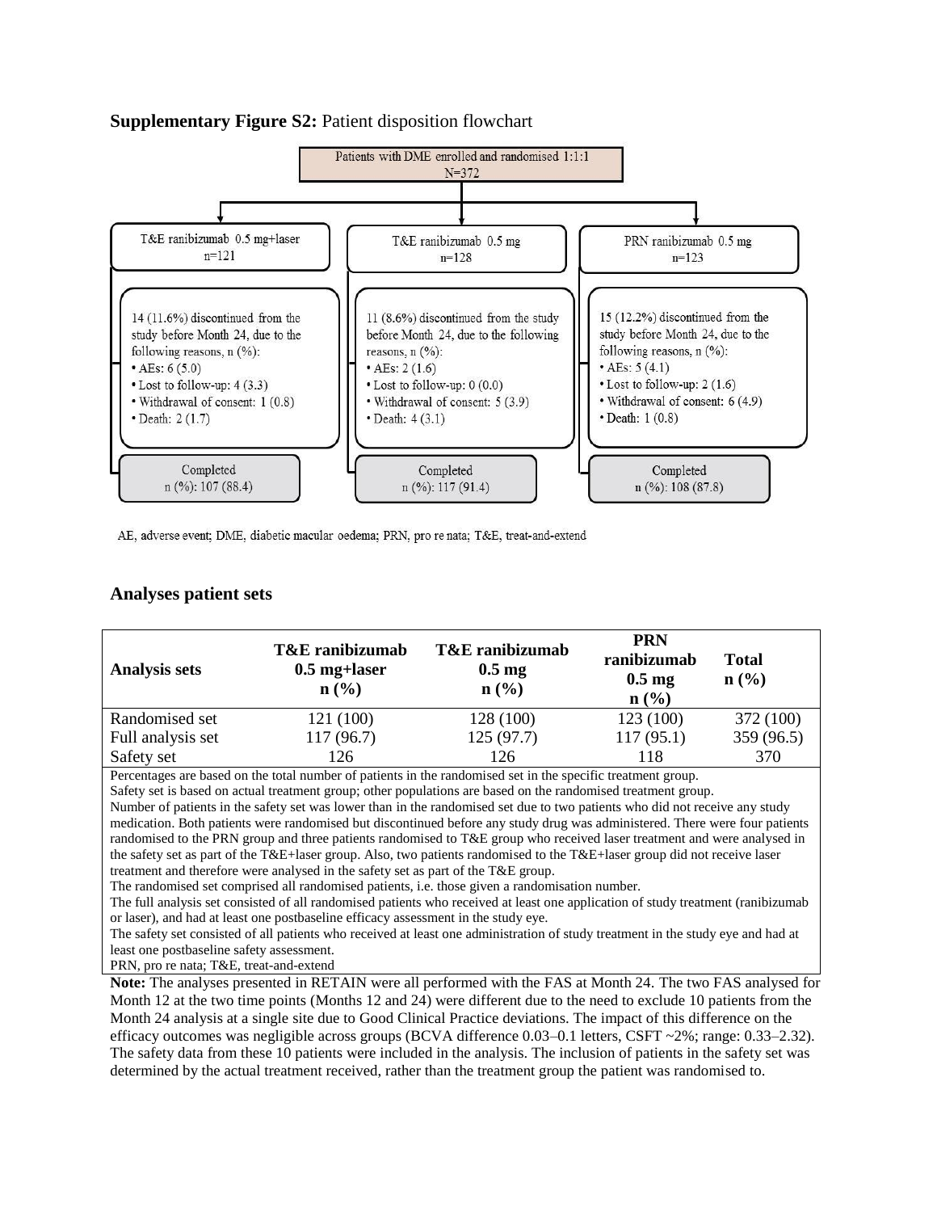**Supplementary Figure S2:** Patient disposition flowchart

Patients with DME enrolled and randomised 1:1:1
N=372

T&E ranibizumab 0.5 mg+laser
n=121

14 (11.6%) discontinued from the study before Month 24, due to the following reasons, n (%):
- AEs: 6 (5.0)
- Lost to follow-up: 4 (3.3)
- Withdrawal of consent: 1 (0.8)
- Death: 2 (1.7)

Completed
n (%): 107 (88.4)

T&E ranibizumab 0.5 mg
n=128

11 (8.6%) discontinued from the study before Month 24, due to the following reasons, n (%):
- AEs: 2 (1.6)
- Lost to follow-up: 0 (0.0)
- Withdrawal of consent: 5 (3.9)
- Death: 4 (3.1)

Completed
n (%): 117 (91.4)

PRN ranibizumab 0.5 mg
n=123

15 (12.2%) discontinued from the study before Month 24, due to the following reasons, n (%):
- AEs: 5 (4.1)
- Lost to follow-up: 2 (1.6)
- Withdrawal of consent: 6 (4.9)
- Death: 1 (0.8)

Completed
n (%): 108 (87.8)

AE, adverse event; DME, diabetic macular oedema; PRN, pro re nata; T&E, treat-and-extend

## Analyses patient sets

| Analysis sets | T&E ranibizumab 0.5 mg+laser n (%) | T&E ranibizumab 0.5 mg n (%) | PRN ranibizumab 0.5 mg n (%) | Total n (%) |
|---|---|---|---|---|
| Randomised set | 121 (100) | 128 (100) | 123 (100) | 372 (100) |
| Full analysis set | 117 (96.7) | 125 (97.7) | 117 (95.1) | 359 (96.5) |
| Safety set | 126 | 126 | 118 | 370 |

Percentages are based on the total number of patients in the randomised set in the specific treatment group.
Safety set is based on actual treatment group; other populations are based on the randomised treatment group.
Number of patients in the safety set was lower than in the randomised set due to two patients who did not receive any study medication. Both patients were randomised but discontinued before any study drug was administered. There were four patients randomised to the PRN group and three patients randomised to T&E group who received laser treatment and were analysed in the safety set as part of the T&E+laser group. Also, two patients randomised to the T&E+laser group did not receive laser treatment and therefore were analysed in the safety set as part of the T&E group.
The randomised set comprised all randomised patients, i.e. those given a randomisation number.
The full analysis set consisted of all randomised patients who received at least one application of study treatment (ranibizumab or laser), and had at least one postbaseline efficacy assessment in the study eye.
The safety set consisted of all patients who received at least one administration of study treatment in the study eye and had at least one postbaseline safety assessment.
PRN, pro re nata; T&E, treat-and-extend

**Note:** The analyses presented in RETAIN were all performed with the FAS at Month 24. The two FAS analysed for Month 12 at the two time points (Months 12 and 24) were different due to the need to exclude 10 patients from the Month 24 analysis at a single site due to Good Clinical Practice deviations. The impact of this difference on the efficacy outcomes was negligible across groups (BCVA difference 0.03–0.1 letters, CSFT ~2%; range: 0.33–2.32). The safety data from these 10 patients were included in the analysis. The inclusion of patients in the safety set was determined by the actual treatment received, rather than the treatment group the patient was randomised to.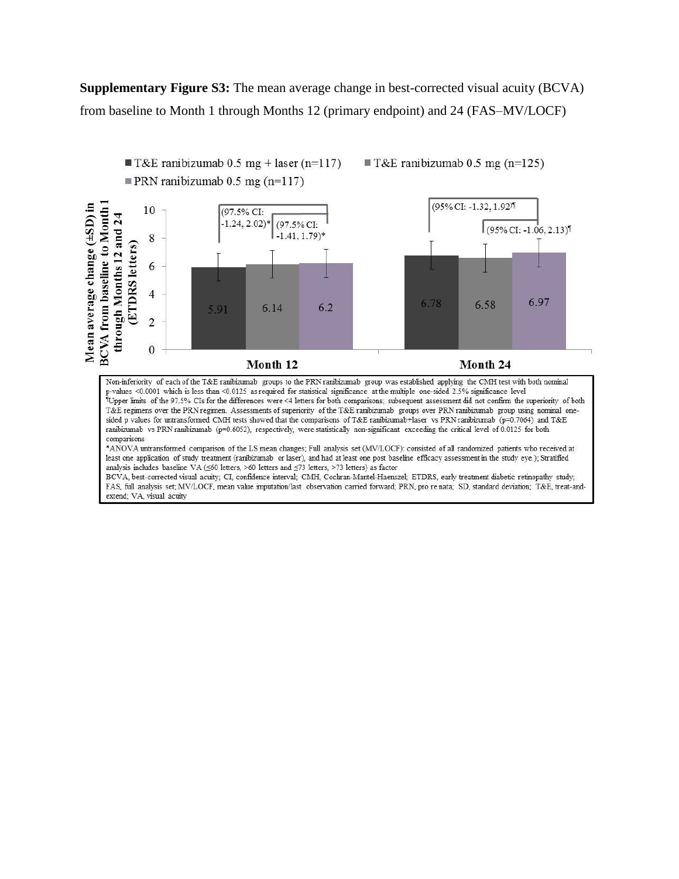**Supplementary Figure S3:** The mean average change in best-corrected visual acuity (BCVA) from baseline to Month 1 through Months 12 (primary endpoint) and 24 (FAS–MV/LOCF)

■ T&E ranibizumab 0.5 mg + laser (n=117) ■ T&E ranibizumab 0.5 mg (n=125) ■ PRN ranibizumab 0.5 mg (n=117)

Mean average change (±SD) in BCVA from baseline to Month 1 through Months 12 and 24 (ETDRS letters)

| | T&E ranibizumab 0.5 mg + laser (n=117) | T&E ranibizumab 0.5 mg (n=125) | PRN ranibizumab 0.5 mg (n=117) |
|---|---|---|---|
| Month 12 | 5.91 | 6.14 | 6.2 |
| Month 24 | 6.78 | 6.58 | 6.97 |

Month 12: (97.5% CI: -1.24, 2.02)*; (97.5% CI: -1.41, 1.79)*

Month 24: (95% CI: -1.32, 1.92)¶; (95% CI: -1.06, 2.13)¶

Non-inferiority of each of the T&E ranibizumab groups to the PRN ranibizumab group was established applying the CMH test with both nominal p-values <0.0001 which is less than <0.0125 as required for statistical significance at the multiple one-sided 2.5% significance level

¶Upper limits of the 97.5% CIs for the differences were <4 letters for both comparisons; subsequent assessment did not confirm the superiority of both T&E regimens over the PRN regimen. Assessments of superiority of the T&E ranibizumab groups over PRN ranibizumab group using nominal one-sided p values for untransformed CMH tests showed that the comparisons of T&E ranibizumab+laser vs PRN ranibizumab (p=0.7064) and T&E ranibizumab vs PRN ranibizumab (p=0.6052), respectively, were statistically non-significant exceeding the critical level of 0.0125 for both comparisons

*ANOVA untransformed comparison of the LS mean changes; Full analysis set (MV/LOCF): consisted of all randomized patients who received at least one application of study treatment (ranibizumab or laser), and had at least one post baseline efficacy assessment in the study eye.); Stratified analysis includes baseline VA (≤60 letters, >60 letters and ≤73 letters, >73 letters) as factor

BCVA, best-corrected visual acuity; CI, confidence interval; CMH, Cochran-Mantel-Haenszel; ETDRS, early treatment diabetic retinopathy study; FAS, full analysis set; MV/LOCF, mean value imputation/last observation carried forward; PRN, pro re nata; SD, standard deviation; T&E, treat-and-extend; VA, visual acuity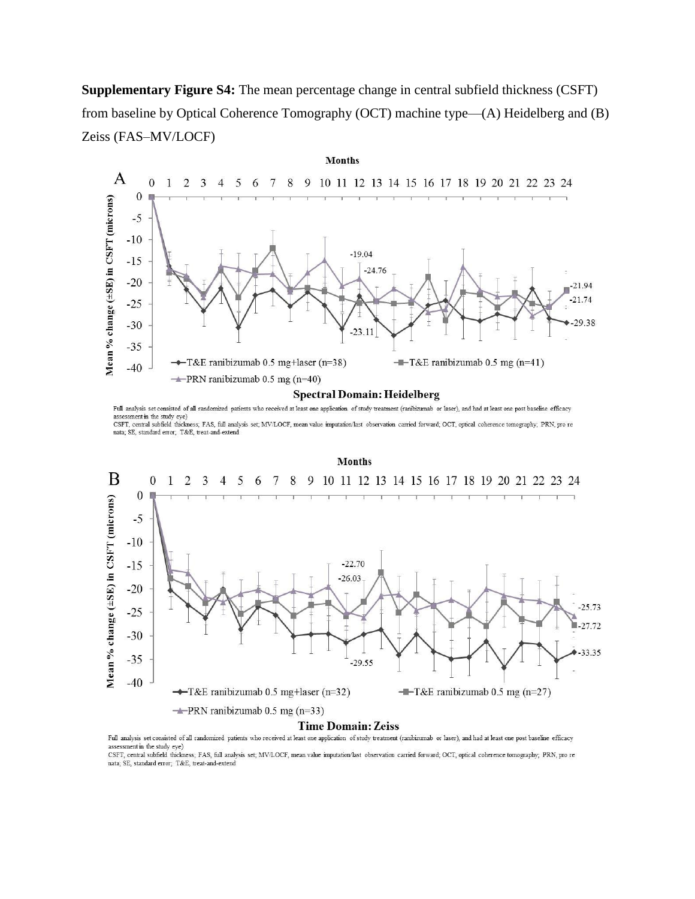**Supplementary Figure S4:** The mean percentage change in central subfield thickness (CSFT) from baseline by Optical Coherence Tomography (OCT) machine type—(A) Heidelberg and (B) Zeiss (FAS–MV/LOCF)

Months

A

0 1 2 3 4 5 6 7 8 9 10 11 12 13 14 15 16 17 18 19 20 21 22 23 24

Mean % change (±SE) in CSFT (microns)

0
-5
-10
-15
-20
-25
-30
-35
-40

-19.04
-24.76
-23.11
-21.94
-21.74
-29.38

T&E ranibizumab 0.5 mg+laser (n=38)
T&E ranibizumab 0.5 mg (n=41)
PRN ranibizumab 0.5 mg (n=40)

**Spectral Domain: Heidelberg**

Full analysis set consisted of all randomized patients who received at least one application of study treatment (ranibizumab or laser), and had at least one post baseline efficacy assessment in the study eye)
CSFT, central subfield thickness; FAS, full analysis set; MV/LOCF, mean value imputation/last observation carried forward; OCT, optical coherence tomography; PRN, pro re nata; SE, standard error; T&E, treat-and-extend

Months

B

0 1 2 3 4 5 6 7 8 9 10 11 12 13 14 15 16 17 18 19 20 21 22 23 24

Mean % change (±SE) in CSFT (microns)

0
-5
-10
-15
-20
-25
-30
-35
-40

-22.70
-26.03
-29.55
-25.73
-27.72
-33.35

T&E ranibizumab 0.5 mg+laser (n=32)
T&E ranibizumab 0.5 mg (n=27)
PRN ranibizumab 0.5 mg (n=33)

**Time Domain: Zeiss**

Full analysis set consisted of all randomized patients who received at least one application of study treatment (ranibizumab or laser), and had at least one post baseline efficacy assessment in the study eye)
CSFT, central subfield thickness; FAS, full analysis set; MV/LOCF, mean value imputation/last observation carried forward; OCT, optical coherence tomography; PRN, pro re nata; SE, standard error; T&E, treat-and-extend